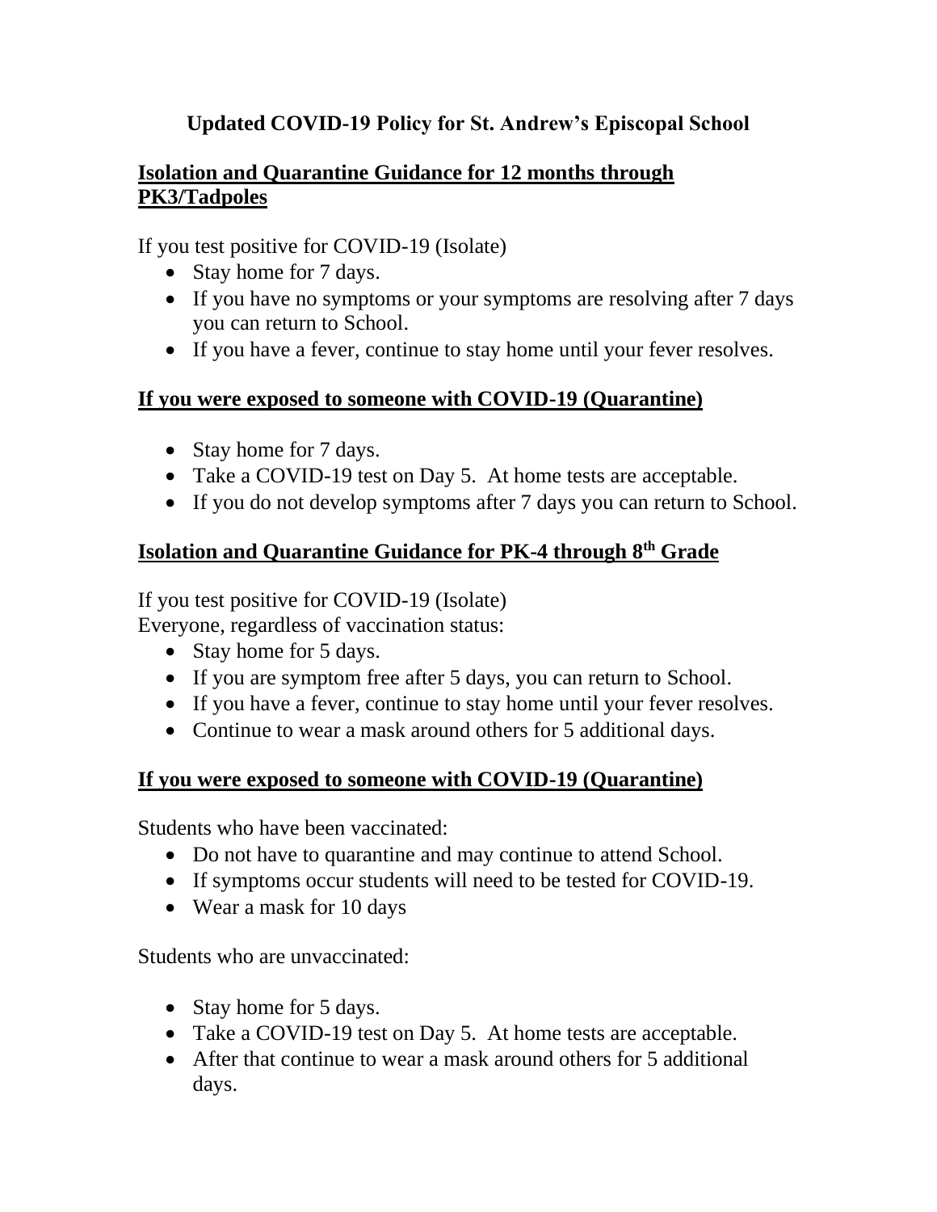# Updated COVID-19 Policy for St. Andrew's Episcopal School

## Isolation and Quarantine Guidance for 12 months through PK3/Tadpoles

If you test positive for COVID-19 (Isolate)

- Stay home for 7 days.
- If you have no symptoms or your symptoms are resolving after 7 days you can return to School.
- If you have a fever, continue to stay home until your fever resolves.

## If you were exposed to someone with COVID-19 (Quarantine)

- Stay home for 7 days.
- Take a COVID-19 test on Day 5. At home tests are acceptable.
- If you do not develop symptoms after 7 days you can return to School.

## Isolation and Quarantine Guidance for PK-4 through 8th Grade

If you test positive for COVID-19 (Isolate)
Everyone, regardless of vaccination status:

- Stay home for 5 days.
- If you are symptom free after 5 days, you can return to School.
- If you have a fever, continue to stay home until your fever resolves.
- Continue to wear a mask around others for 5 additional days.

## If you were exposed to someone with COVID-19 (Quarantine)

Students who have been vaccinated:

- Do not have to quarantine and may continue to attend School.
- If symptoms occur students will need to be tested for COVID-19.
- Wear a mask for 10 days

Students who are unvaccinated:

- Stay home for 5 days.
- Take a COVID-19 test on Day 5. At home tests are acceptable.
- After that continue to wear a mask around others for 5 additional days.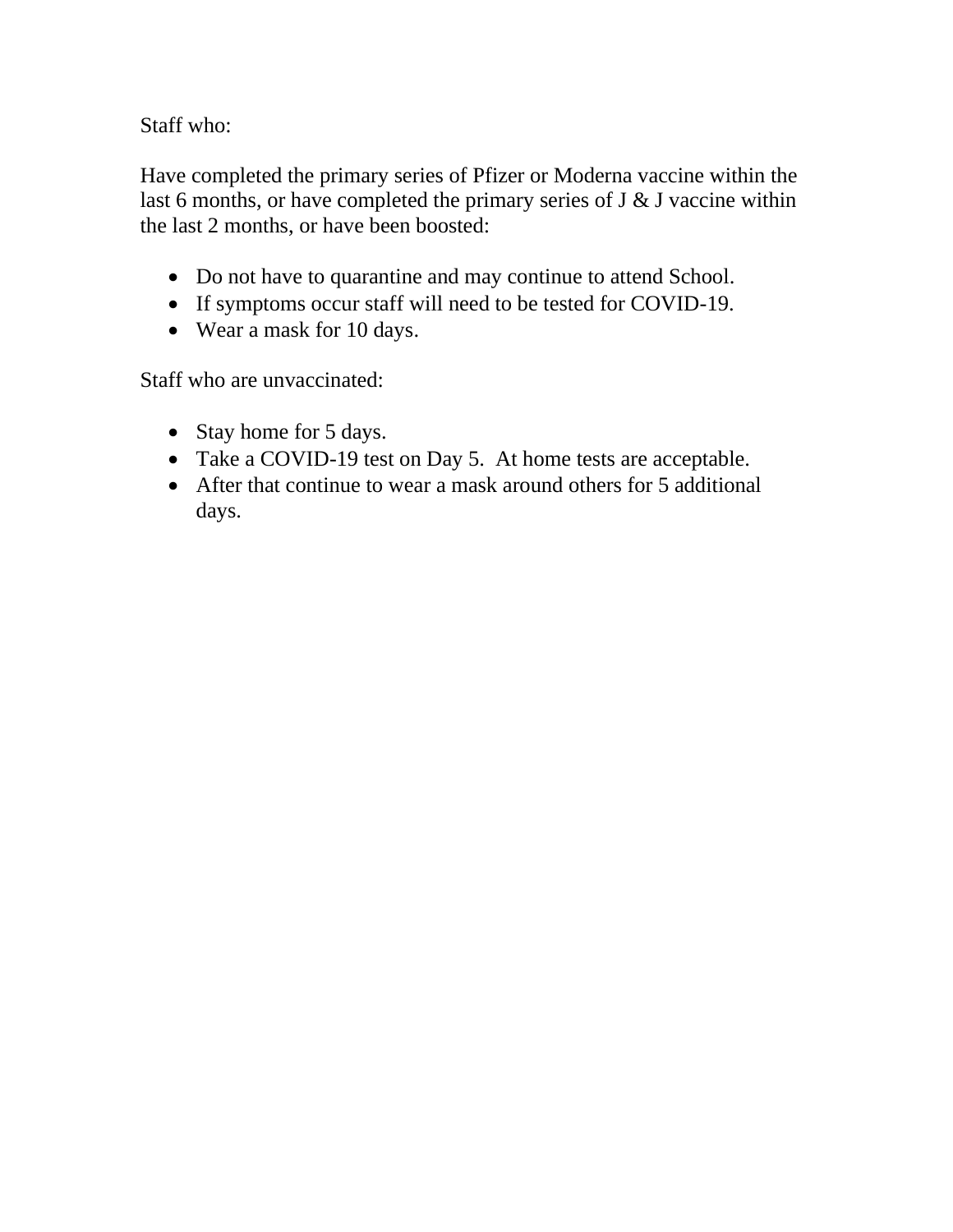Staff who:

Have completed the primary series of Pfizer or Moderna vaccine within the last 6 months, or have completed the primary series of J & J vaccine within the last 2 months, or have been boosted:

- Do not have to quarantine and may continue to attend School.
- If symptoms occur staff will need to be tested for COVID-19.
- Wear a mask for 10 days.

Staff who are unvaccinated:

- Stay home for 5 days.
- Take a COVID-19 test on Day 5. At home tests are acceptable.
- After that continue to wear a mask around others for 5 additional days.